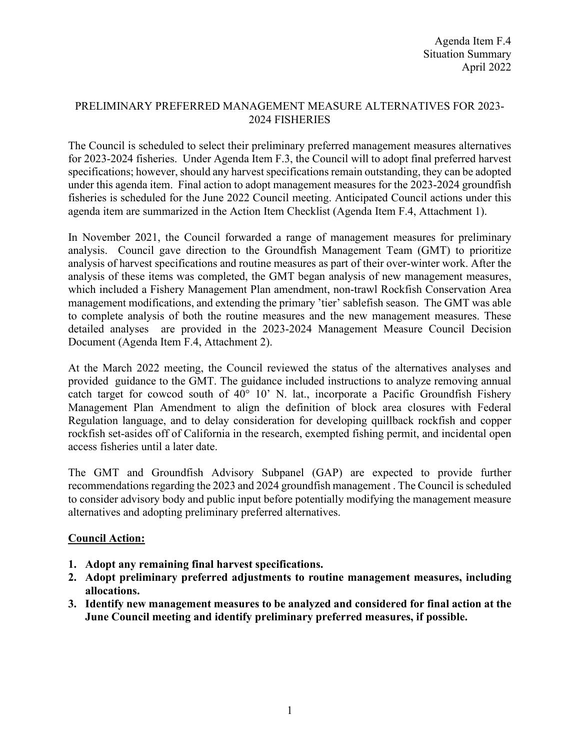Agenda Item F.4
Situation Summary
April 2022

# PRELIMINARY PREFERRED MANAGEMENT MEASURE ALTERNATIVES FOR 2023-2024 FISHERIES

The Council is scheduled to select their preliminary preferred management measures alternatives for 2023-2024 fisheries. Under Agenda Item F.3, the Council will to adopt final preferred harvest specifications; however, should any harvest specifications remain outstanding, they can be adopted under this agenda item. Final action to adopt management measures for the 2023-2024 groundfish fisheries is scheduled for the June 2022 Council meeting. Anticipated Council actions under this agenda item are summarized in the Action Item Checklist (Agenda Item F.4, Attachment 1).

In November 2021, the Council forwarded a range of management measures for preliminary analysis. Council gave direction to the Groundfish Management Team (GMT) to prioritize analysis of harvest specifications and routine measures as part of their over-winter work. After the analysis of these items was completed, the GMT began analysis of new management measures, which included a Fishery Management Plan amendment, non-trawl Rockfish Conservation Area management modifications, and extending the primary 'tier' sablefish season. The GMT was able to complete analysis of both the routine measures and the new management measures. These detailed analyses are provided in the 2023-2024 Management Measure Council Decision Document (Agenda Item F.4, Attachment 2).

At the March 2022 meeting, the Council reviewed the status of the alternatives analyses and provided guidance to the GMT. The guidance included instructions to analyze removing annual catch target for cowcod south of 40° 10' N. lat., incorporate a Pacific Groundfish Fishery Management Plan Amendment to align the definition of block area closures with Federal Regulation language, and to delay consideration for developing quillback rockfish and copper rockfish set-asides off of California in the research, exempted fishing permit, and incidental open access fisheries until a later date.

The GMT and Groundfish Advisory Subpanel (GAP) are expected to provide further recommendations regarding the 2023 and 2024 groundfish management . The Council is scheduled to consider advisory body and public input before potentially modifying the management measure alternatives and adopting preliminary preferred alternatives.

## Council Action:

1. **Adopt any remaining final harvest specifications.**
2. **Adopt preliminary preferred adjustments to routine management measures, including allocations.**
3. **Identify new management measures to be analyzed and considered for final action at the June Council meeting and identify preliminary preferred measures, if possible.**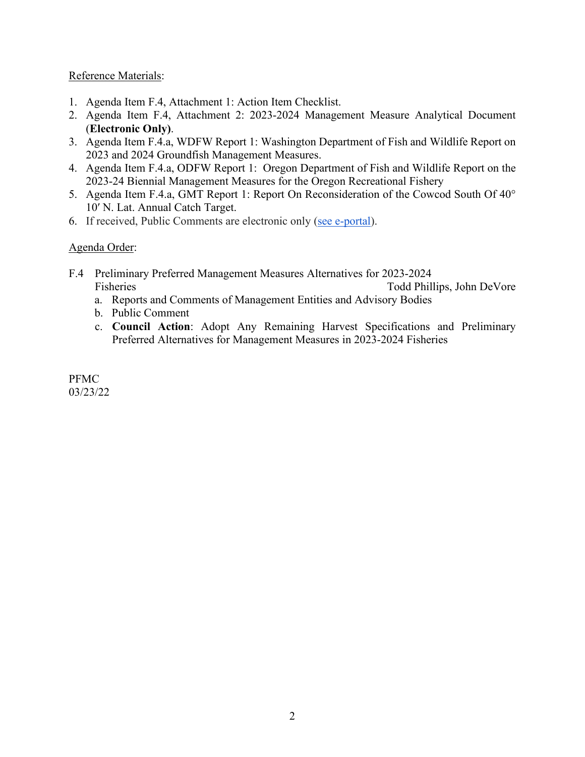<u>Reference Materials</u>:

1. Agenda Item F.4, Attachment 1: Action Item Checklist.
2. Agenda Item F.4, Attachment 2: 2023-2024 Management Measure Analytical Document (**Electronic Only)**.
3. Agenda Item F.4.a, WDFW Report 1: Washington Department of Fish and Wildlife Report on 2023 and 2024 Groundfish Management Measures.
4. Agenda Item F.4.a, ODFW Report 1: Oregon Department of Fish and Wildlife Report on the 2023-24 Biennial Management Measures for the Oregon Recreational Fishery
5. Agenda Item F.4.a, GMT Report 1: Report On Reconsideration of the Cowcod South Of 40° 10′ N. Lat. Annual Catch Target.
6. If received, Public Comments are electronic only (see e-portal).

<u>Agenda Order</u>:

F.4 Preliminary Preferred Management Measures Alternatives for 2023-2024 Fisheries — Todd Phillips, John DeVore

   a. Reports and Comments of Management Entities and Advisory Bodies
   b. Public Comment
   c. **Council Action**: Adopt Any Remaining Harvest Specifications and Preliminary Preferred Alternatives for Management Measures in 2023-2024 Fisheries

PFMC
03/23/22